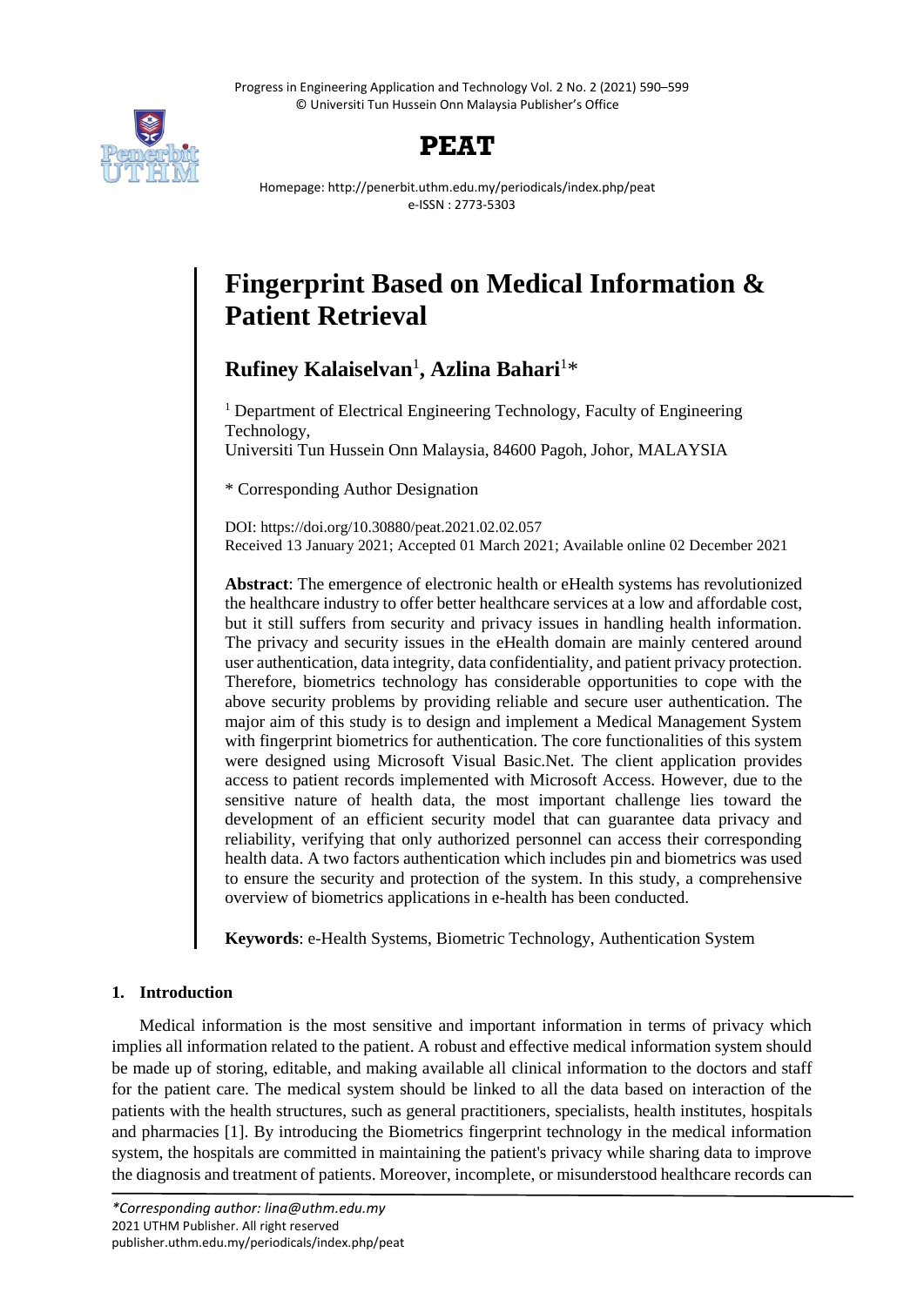# PEAT

Homepage: http://penerbit.uthm.edu.my/periodicals/index.php/peat
e-ISSN : 2773-5303

# Fingerprint Based on Medical Information & Patient Retrieval

**Rufiney Kalaiselvan**[1], **Azlina Bahari**[1]*

[1] Department of Electrical Engineering Technology, Faculty of Engineering Technology,
Universiti Tun Hussein Onn Malaysia, 84600 Pagoh, Johor, MALAYSIA

* Corresponding Author Designation

DOI: https://doi.org/10.30880/peat.2021.02.02.057
Received 13 January 2021; Accepted 01 March 2021; Available online 02 December 2021

**Abstract**: The emergence of electronic health or eHealth systems has revolutionized the healthcare industry to offer better healthcare services at a low and affordable cost, but it still suffers from security and privacy issues in handling health information. The privacy and security issues in the eHealth domain are mainly centered around user authentication, data integrity, data confidentiality, and patient privacy protection. Therefore, biometrics technology has considerable opportunities to cope with the above security problems by providing reliable and secure user authentication. The major aim of this study is to design and implement a Medical Management System with fingerprint biometrics for authentication. The core functionalities of this system were designed using Microsoft Visual Basic.Net. The client application provides access to patient records implemented with Microsoft Access. However, due to the sensitive nature of health data, the most important challenge lies toward the development of an efficient security model that can guarantee data privacy and reliability, verifying that only authorized personnel can access their corresponding health data. A two factors authentication which includes pin and biometrics was used to ensure the security and protection of the system. In this study, a comprehensive overview of biometrics applications in e-health has been conducted.

**Keywords**: e-Health Systems, Biometric Technology, Authentication System

## 1. Introduction

Medical information is the most sensitive and important information in terms of privacy which implies all information related to the patient. A robust and effective medical information system should be made up of storing, editable, and making available all clinical information to the doctors and staff for the patient care. The medical system should be linked to all the data based on interaction of the patients with the health structures, such as general practitioners, specialists, health institutes, hospitals and pharmacies [1]. By introducing the Biometrics fingerprint technology in the medical information system, the hospitals are committed in maintaining the patient's privacy while sharing data to improve the diagnosis and treatment of patients. Moreover, incomplete, or misunderstood healthcare records can

*Corresponding author: lina@uthm.edu.my
2021 UTHM Publisher. All right reserved
publisher.uthm.edu.my/periodicals/index.php/peat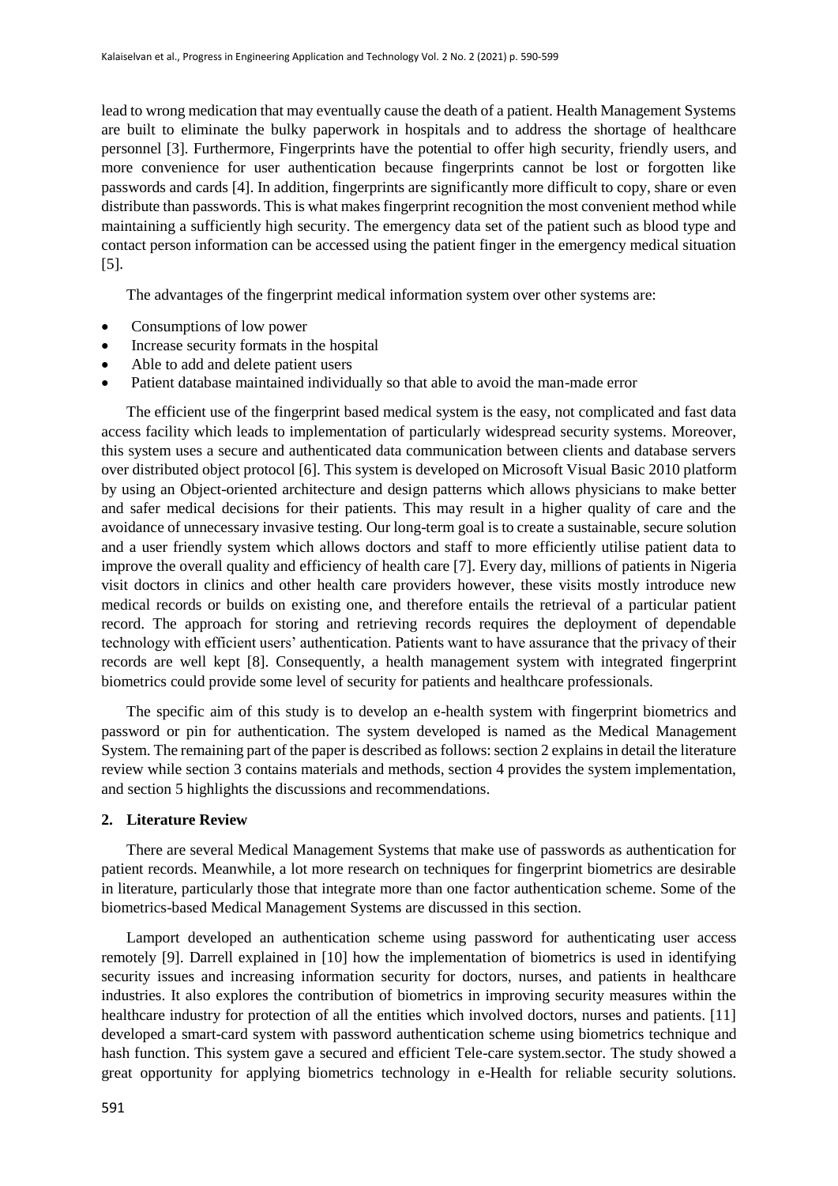lead to wrong medication that may eventually cause the death of a patient. Health Management Systems are built to eliminate the bulky paperwork in hospitals and to address the shortage of healthcare personnel [3]. Furthermore, Fingerprints have the potential to offer high security, friendly users, and more convenience for user authentication because fingerprints cannot be lost or forgotten like passwords and cards [4]. In addition, fingerprints are significantly more difficult to copy, share or even distribute than passwords. This is what makes fingerprint recognition the most convenient method while maintaining a sufficiently high security. The emergency data set of the patient such as blood type and contact person information can be accessed using the patient finger in the emergency medical situation [5].

The advantages of the fingerprint medical information system over other systems are:

- Consumptions of low power
- Increase security formats in the hospital
- Able to add and delete patient users
- Patient database maintained individually so that able to avoid the man-made error

The efficient use of the fingerprint based medical system is the easy, not complicated and fast data access facility which leads to implementation of particularly widespread security systems. Moreover, this system uses a secure and authenticated data communication between clients and database servers over distributed object protocol [6]. This system is developed on Microsoft Visual Basic 2010 platform by using an Object-oriented architecture and design patterns which allows physicians to make better and safer medical decisions for their patients. This may result in a higher quality of care and the avoidance of unnecessary invasive testing. Our long-term goal is to create a sustainable, secure solution and a user friendly system which allows doctors and staff to more efficiently utilise patient data to improve the overall quality and efficiency of health care [7]. Every day, millions of patients in Nigeria visit doctors in clinics and other health care providers however, these visits mostly introduce new medical records or builds on existing one, and therefore entails the retrieval of a particular patient record. The approach for storing and retrieving records requires the deployment of dependable technology with efficient users' authentication. Patients want to have assurance that the privacy of their records are well kept [8]. Consequently, a health management system with integrated fingerprint biometrics could provide some level of security for patients and healthcare professionals.

The specific aim of this study is to develop an e-health system with fingerprint biometrics and password or pin for authentication. The system developed is named as the Medical Management System. The remaining part of the paper is described as follows: section 2 explains in detail the literature review while section 3 contains materials and methods, section 4 provides the system implementation, and section 5 highlights the discussions and recommendations.

## 2. Literature Review

There are several Medical Management Systems that make use of passwords as authentication for patient records. Meanwhile, a lot more research on techniques for fingerprint biometrics are desirable in literature, particularly those that integrate more than one factor authentication scheme. Some of the biometrics-based Medical Management Systems are discussed in this section.

Lamport developed an authentication scheme using password for authenticating user access remotely [9]. Darrell explained in [10] how the implementation of biometrics is used in identifying security issues and increasing information security for doctors, nurses, and patients in healthcare industries. It also explores the contribution of biometrics in improving security measures within the healthcare industry for protection of all the entities which involved doctors, nurses and patients. [11] developed a smart-card system with password authentication scheme using biometrics technique and hash function. This system gave a secured and efficient Tele-care system.sector. The study showed a great opportunity for applying biometrics technology in e-Health for reliable security solutions.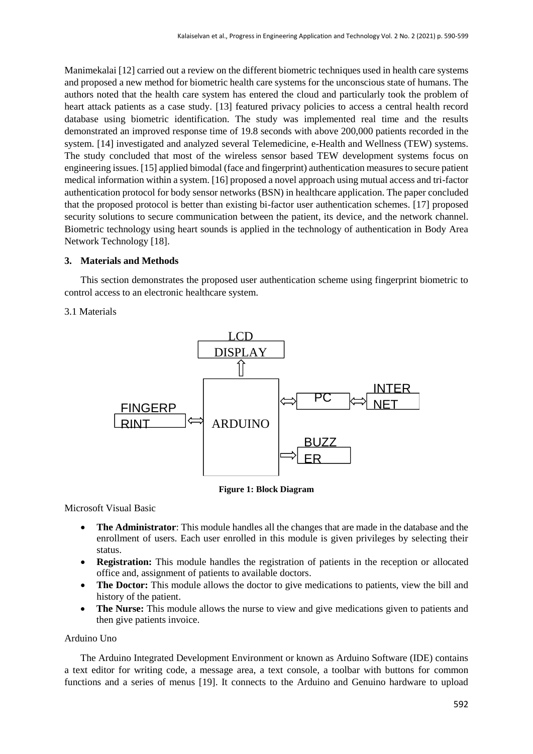Manimekalai [12] carried out a review on the different biometric techniques used in health care systems and proposed a new method for biometric health care systems for the unconscious state of humans. The authors noted that the health care system has entered the cloud and particularly took the problem of heart attack patients as a case study. [13] featured privacy policies to access a central health record database using biometric identification. The study was implemented real time and the results demonstrated an improved response time of 19.8 seconds with above 200,000 patients recorded in the system. [14] investigated and analyzed several Telemedicine, e-Health and Wellness (TEW) systems. The study concluded that most of the wireless sensor based TEW development systems focus on engineering issues. [15] applied bimodal (face and fingerprint) authentication measures to secure patient medical information within a system. [16] proposed a novel approach using mutual access and tri-factor authentication protocol for body sensor networks (BSN) in healthcare application. The paper concluded that the proposed protocol is better than existing bi-factor user authentication schemes. [17] proposed security solutions to secure communication between the patient, its device, and the network channel. Biometric technology using heart sounds is applied in the technology of authentication in Body Area Network Technology [18].

## 3. Materials and Methods

This section demonstrates the proposed user authentication scheme using fingerprint biometric to control access to an electronic healthcare system.

### 3.1 Materials

LCD DISPLAY

ARDUINO

FINGERPRINT

PC

INTERNET

BUZZER

**Figure 1: Block Diagram**

Microsoft Visual Basic

- **The Administrator**: This module handles all the changes that are made in the database and the enrollment of users. Each user enrolled in this module is given privileges by selecting their status.
- **Registration:** This module handles the registration of patients in the reception or allocated office and, assignment of patients to available doctors.
- **The Doctor:** This module allows the doctor to give medications to patients, view the bill and history of the patient.
- **The Nurse:** This module allows the nurse to view and give medications given to patients and then give patients invoice.

Arduino Uno

The Arduino Integrated Development Environment or known as Arduino Software (IDE) contains a text editor for writing code, a message area, a text console, a toolbar with buttons for common functions and a series of menus [19]. It connects to the Arduino and Genuino hardware to upload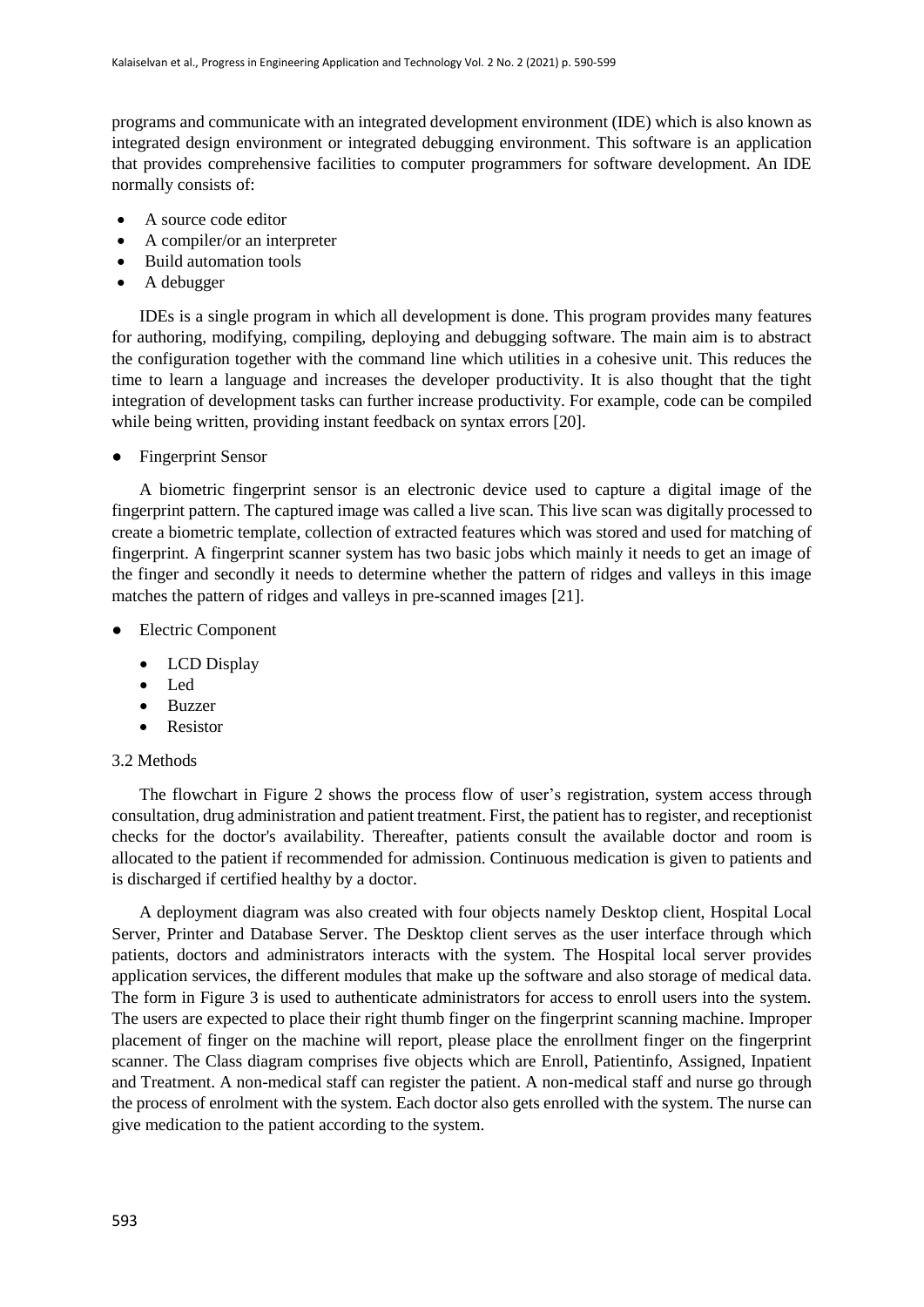programs and communicate with an integrated development environment (IDE) which is also known as integrated design environment or integrated debugging environment. This software is an application that provides comprehensive facilities to computer programmers for software development. An IDE normally consists of:

- A source code editor
- A compiler/or an interpreter
- Build automation tools
- A debugger

IDEs is a single program in which all development is done. This program provides many features for authoring, modifying, compiling, deploying and debugging software. The main aim is to abstract the configuration together with the command line which utilities in a cohesive unit. This reduces the time to learn a language and increases the developer productivity. It is also thought that the tight integration of development tasks can further increase productivity. For example, code can be compiled while being written, providing instant feedback on syntax errors [20].

- Fingerprint Sensor

A biometric fingerprint sensor is an electronic device used to capture a digital image of the fingerprint pattern. The captured image was called a live scan. This live scan was digitally processed to create a biometric template, collection of extracted features which was stored and used for matching of fingerprint. A fingerprint scanner system has two basic jobs which mainly it needs to get an image of the finger and secondly it needs to determine whether the pattern of ridges and valleys in this image matches the pattern of ridges and valleys in pre-scanned images [21].

- Electric Component
  - LCD Display
  - Led
  - Buzzer
  - Resistor

### 3.2 Methods

The flowchart in Figure 2 shows the process flow of user's registration, system access through consultation, drug administration and patient treatment. First, the patient has to register, and receptionist checks for the doctor's availability. Thereafter, patients consult the available doctor and room is allocated to the patient if recommended for admission. Continuous medication is given to patients and is discharged if certified healthy by a doctor.

A deployment diagram was also created with four objects namely Desktop client, Hospital Local Server, Printer and Database Server. The Desktop client serves as the user interface through which patients, doctors and administrators interacts with the system. The Hospital local server provides application services, the different modules that make up the software and also storage of medical data. The form in Figure 3 is used to authenticate administrators for access to enroll users into the system. The users are expected to place their right thumb finger on the fingerprint scanning machine. Improper placement of finger on the machine will report, please place the enrollment finger on the fingerprint scanner. The Class diagram comprises five objects which are Enroll, Patientinfo, Assigned, Inpatient and Treatment. A non-medical staff can register the patient. A non-medical staff and nurse go through the process of enrolment with the system. Each doctor also gets enrolled with the system. The nurse can give medication to the patient according to the system.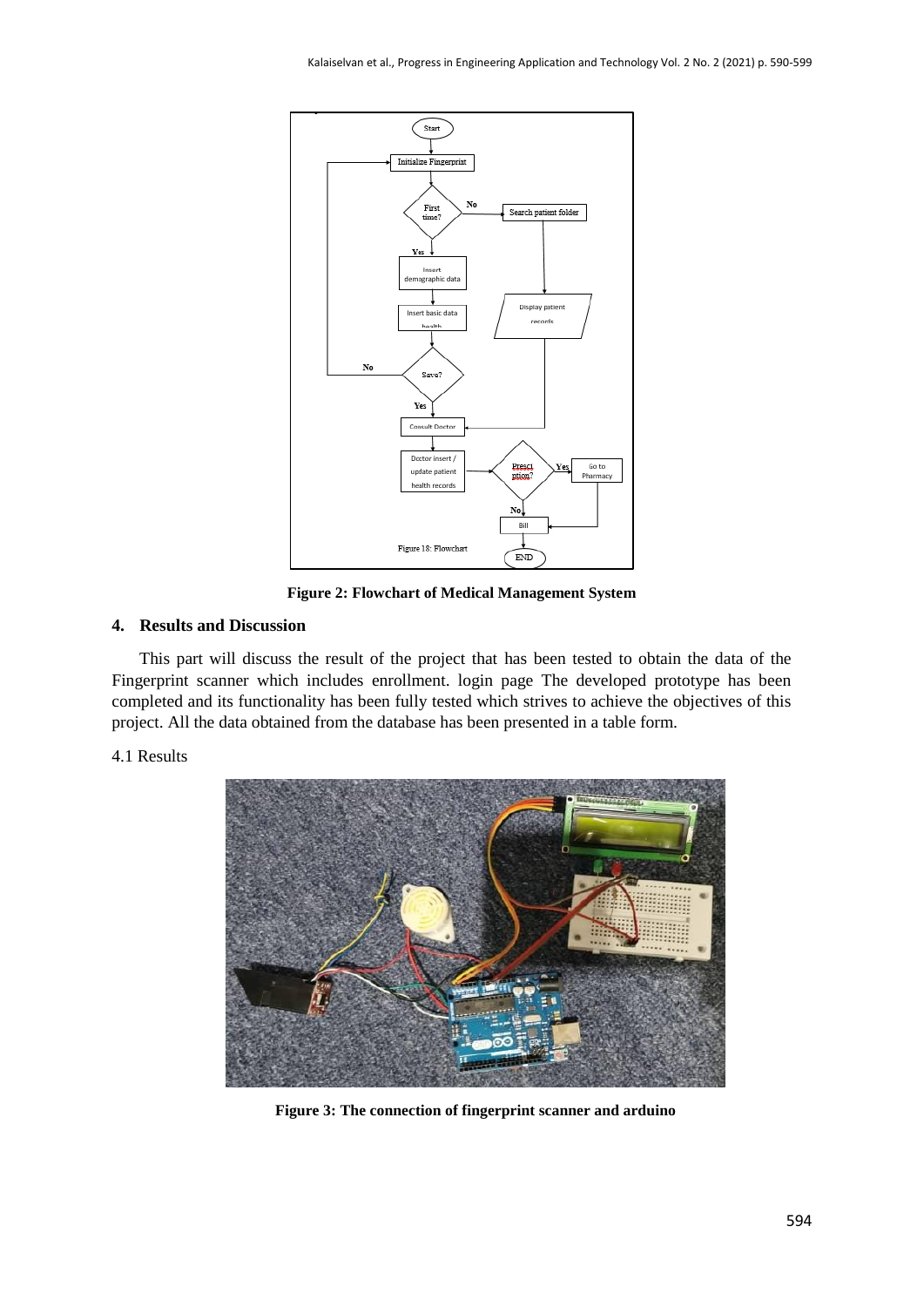Figure 2: Flowchart of Medical Management System

## 4. Results and Discussion

This part will discuss the result of the project that has been tested to obtain the data of the Fingerprint scanner which includes enrollment. login page The developed prototype has been completed and its functionality has been fully tested which strives to achieve the objectives of this project. All the data obtained from the database has been presented in a table form.

### 4.1 Results

Figure 3: The connection of fingerprint scanner and arduino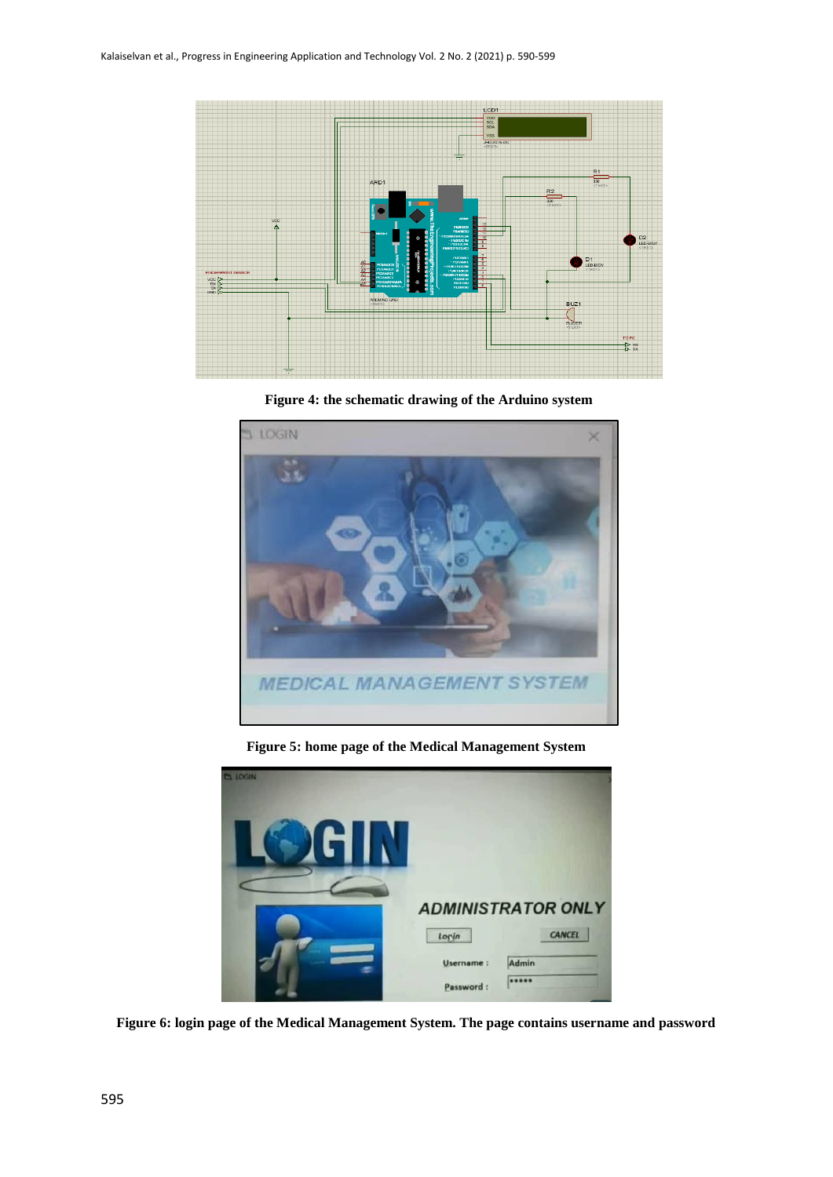Figure 4: the schematic drawing of the Arduino system

Figure 5: home page of the Medical Management System

Figure 6: login page of the Medical Management System. The page contains username and password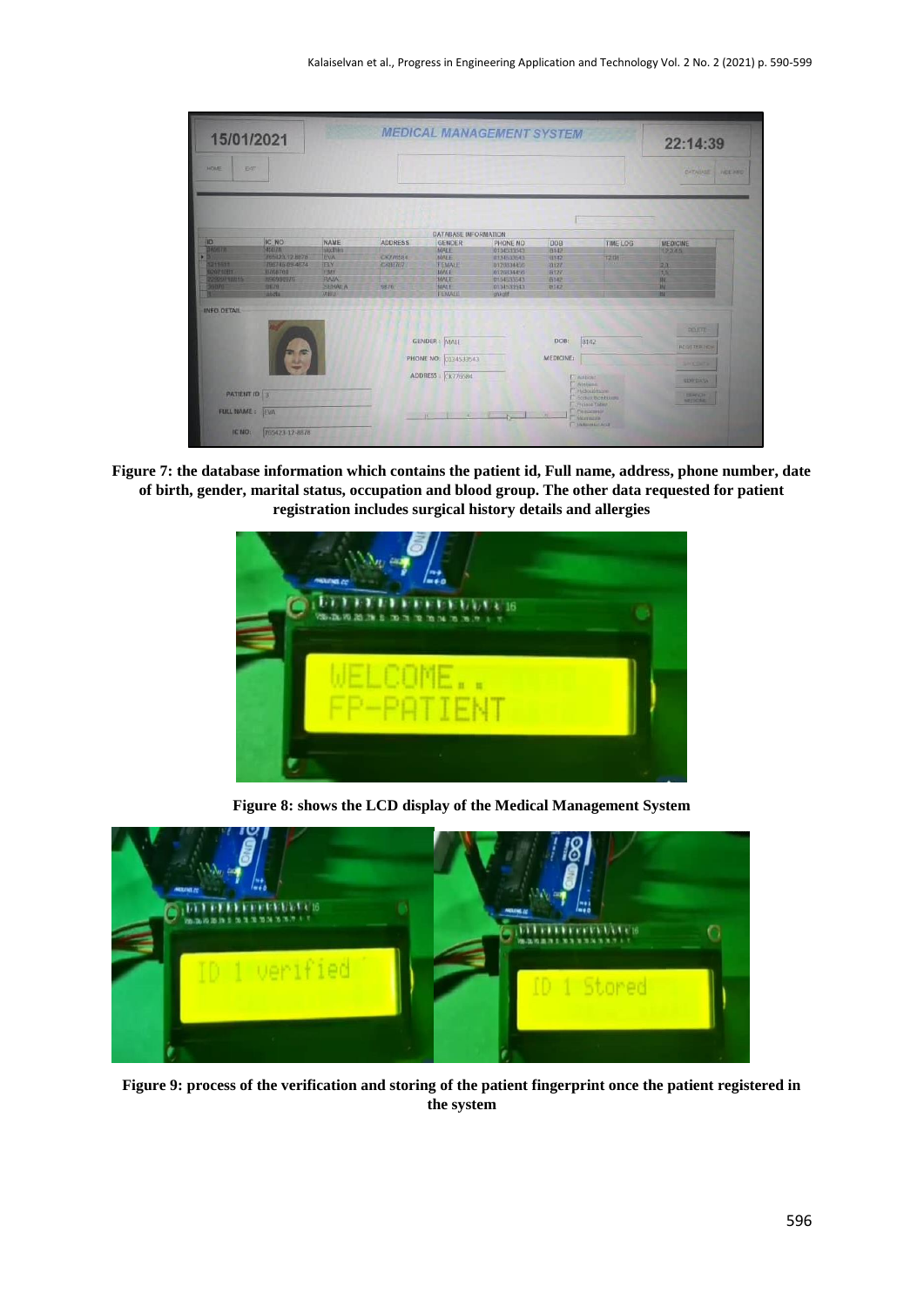**Figure 7: the database information which contains the patient id, Full name, address, phone number, date of birth, gender, marital status, occupation and blood group. The other data requested for patient registration includes surgical history details and allergies**

**Figure 8: shows the LCD display of the Medical Management System**

**Figure 9: process of the verification and storing of the patient fingerprint once the patient registered in the system**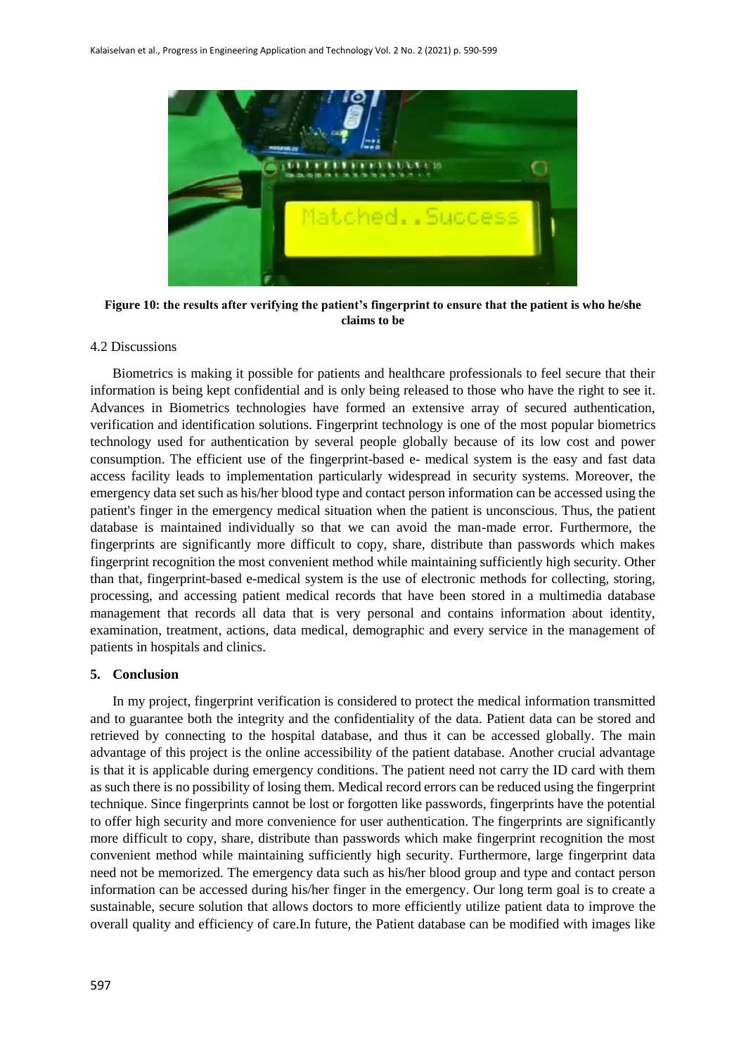**Figure 10: the results after verifying the patient's fingerprint to ensure that the patient is who he/she claims to be**

4.2 Discussions

Biometrics is making it possible for patients and healthcare professionals to feel secure that their information is being kept confidential and is only being released to those who have the right to see it. Advances in Biometrics technologies have formed an extensive array of secured authentication, verification and identification solutions. Fingerprint technology is one of the most popular biometrics technology used for authentication by several people globally because of its low cost and power consumption. The efficient use of the fingerprint-based e- medical system is the easy and fast data access facility leads to implementation particularly widespread in security systems. Moreover, the emergency data set such as his/her blood type and contact person information can be accessed using the patient's finger in the emergency medical situation when the patient is unconscious. Thus, the patient database is maintained individually so that we can avoid the man-made error. Furthermore, the fingerprints are significantly more difficult to copy, share, distribute than passwords which makes fingerprint recognition the most convenient method while maintaining sufficiently high security. Other than that, fingerprint-based e-medical system is the use of electronic methods for collecting, storing, processing, and accessing patient medical records that have been stored in a multimedia database management that records all data that is very personal and contains information about identity, examination, treatment, actions, data medical, demographic and every service in the management of patients in hospitals and clinics.

## 5. Conclusion

In my project, fingerprint verification is considered to protect the medical information transmitted and to guarantee both the integrity and the confidentiality of the data. Patient data can be stored and retrieved by connecting to the hospital database, and thus it can be accessed globally. The main advantage of this project is the online accessibility of the patient database. Another crucial advantage is that it is applicable during emergency conditions. The patient need not carry the ID card with them as such there is no possibility of losing them. Medical record errors can be reduced using the fingerprint technique. Since fingerprints cannot be lost or forgotten like passwords, fingerprints have the potential to offer high security and more convenience for user authentication. The fingerprints are significantly more difficult to copy, share, distribute than passwords which make fingerprint recognition the most convenient method while maintaining sufficiently high security. Furthermore, large fingerprint data need not be memorized. The emergency data such as his/her blood group and type and contact person information can be accessed during his/her finger in the emergency. Our long term goal is to create a sustainable, secure solution that allows doctors to more efficiently utilize patient data to improve the overall quality and efficiency of care.In future, the Patient database can be modified with images like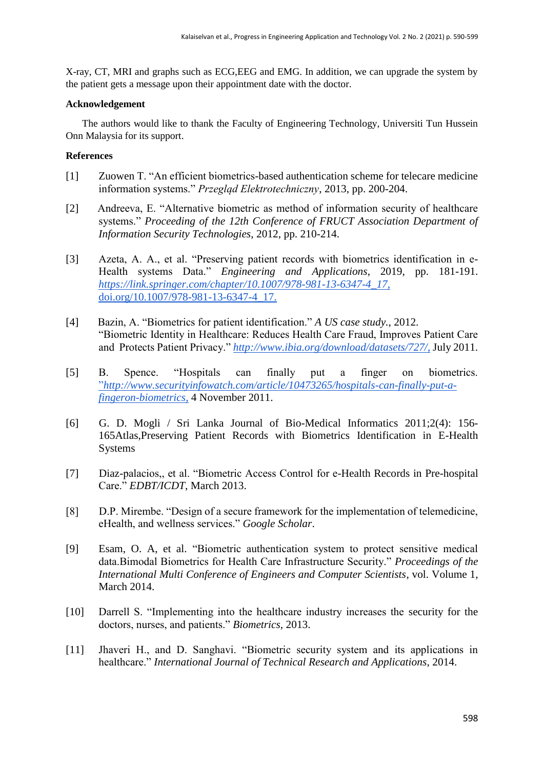X-ray, CT, MRI and graphs such as ECG,EEG and EMG. In addition, we can upgrade the system by the patient gets a message upon their appointment date with the doctor.

**Acknowledgement**

The authors would like to thank the Faculty of Engineering Technology, Universiti Tun Hussein Onn Malaysia for its support.

**References**

[1] Zuowen T. "An efficient biometrics-based authentication scheme for telecare medicine information systems." *Przegląd Elektrotechniczny*, 2013, pp. 200-204.

[2] Andreeva, E. "Alternative biometric as method of information security of healthcare systems." *Proceeding of the 12th Conference of FRUCT Association Department of Information Security Technologies*, 2012, pp. 210-214.

[3] Azeta, A. A., et al. "Preserving patient records with biometrics identification in e-Health systems Data." *Engineering and Applications*, 2019, pp. 181-191. https://link.springer.com/chapter/10.1007/978-981-13-6347-4_17, doi.org/10.1007/978-981-13-6347-4_17.

[4] Bazin, A. "Biometrics for patient identification." *A US case study.*, 2012. "Biometric Identity in Healthcare: Reduces Health Care Fraud, Improves Patient Care and Protects Patient Privacy." *http://www.ibia.org/download/datasets/727/,* July 2011.

[5] B. Spence. "Hospitals can finally put a finger on biometrics. "*http://www.securityinfowatch.com/article/10473265/hospitals-can-finally-put-a-fingeron-biometrics,* 4 November 2011.

[6] G. D. Mogli / Sri Lanka Journal of Bio-Medical Informatics 2011;2(4): 156-165Atlas,Preserving Patient Records with Biometrics Identification in E-Health Systems

[7] Diaz-palacios,, et al. "Biometric Access Control for e-Health Records in Pre-hospital Care." *EDBT/ICDT*, March 2013.

[8] D.P. Mirembe. "Design of a secure framework for the implementation of telemedicine, eHealth, and wellness services." *Google Scholar*.

[9] Esam, O. A, et al. "Biometric authentication system to protect sensitive medical data.Bimodal Biometrics for Health Care Infrastructure Security." *Proceedings of the International Multi Conference of Engineers and Computer Scientists*, vol. Volume 1, March 2014.

[10] Darrell S. "Implementing into the healthcare industry increases the security for the doctors, nurses, and patients." *Biometrics*, 2013.

[11] Jhaveri H., and D. Sanghavi. "Biometric security system and its applications in healthcare." *International Journal of Technical Research and Applications*, 2014.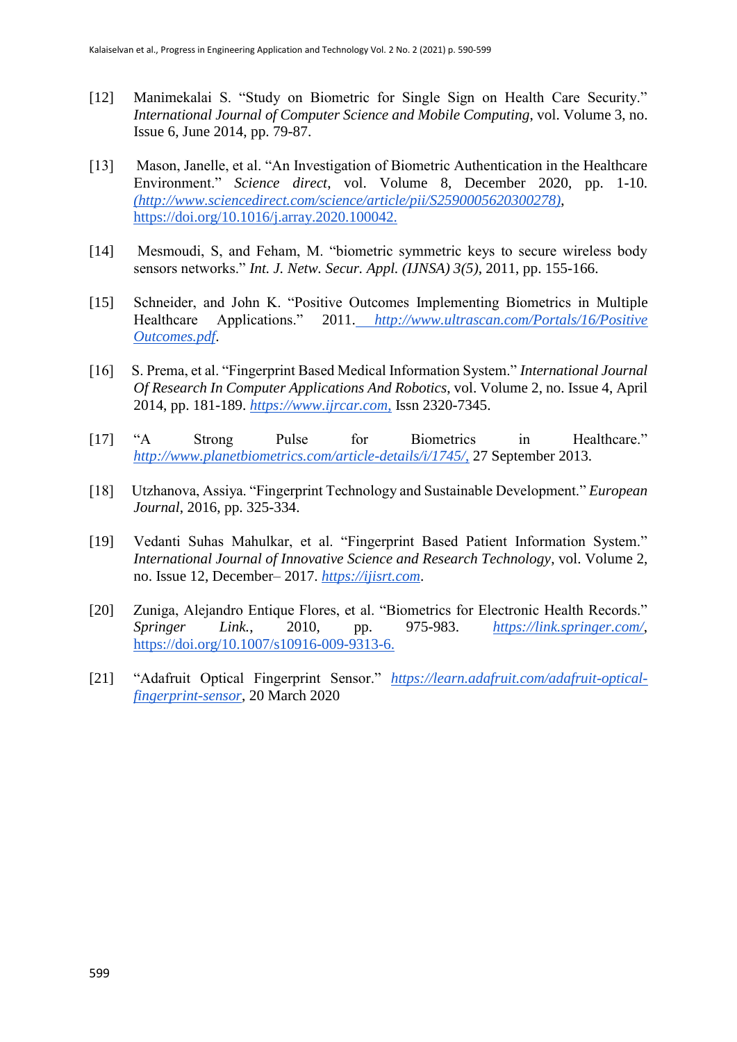[12] Manimekalai S. "Study on Biometric for Single Sign on Health Care Security." *International Journal of Computer Science and Mobile Computing*, vol. Volume 3, no. Issue 6, June 2014, pp. 79-87.

[13] Mason, Janelle, et al. "An Investigation of Biometric Authentication in the Healthcare Environment." *Science direct*, vol. Volume 8, December 2020, pp. 1-10. *(http://www.sciencedirect.com/science/article/pii/S2590005620300278)*, https://doi.org/10.1016/j.array.2020.100042.

[14] Mesmoudi, S, and Feham, M. "biometric symmetric keys to secure wireless body sensors networks." *Int. J. Netw. Secur. Appl. (IJNSA) 3(5)*, 2011, pp. 155-166.

[15] Schneider, and John K. "Positive Outcomes Implementing Biometrics in Multiple Healthcare Applications." 2011. *http://www.ultrascan.com/Portals/16/Positive Outcomes.pdf*.

[16] S. Prema, et al. "Fingerprint Based Medical Information System." *International Journal Of Research In Computer Applications And Robotics*, vol. Volume 2, no. Issue 4, April 2014, pp. 181-189. *https://www.ijrcar.com,* Issn 2320-7345.

[17] "A Strong Pulse for Biometrics in Healthcare." *http://www.planetbiometrics.com/article-details/i/1745/,* 27 September 2013.

[18] Utzhanova, Assiya. "Fingerprint Technology and Sustainable Development." *European Journal*, 2016, pp. 325-334.

[19] Vedanti Suhas Mahulkar, et al. "Fingerprint Based Patient Information System." *International Journal of Innovative Science and Research Technology*, vol. Volume 2, no. Issue 12, December– 2017. *https://ijisrt.com*.

[20] Zuniga, Alejandro Entique Flores, et al. "Biometrics for Electronic Health Records." *Springer Link.*, 2010, pp. 975-983. *https://link.springer.com/*, https://doi.org/10.1007/s10916-009-9313-6.

[21] "Adafruit Optical Fingerprint Sensor." *https://learn.adafruit.com/adafruit-optical-fingerprint-sensor*, 20 March 2020